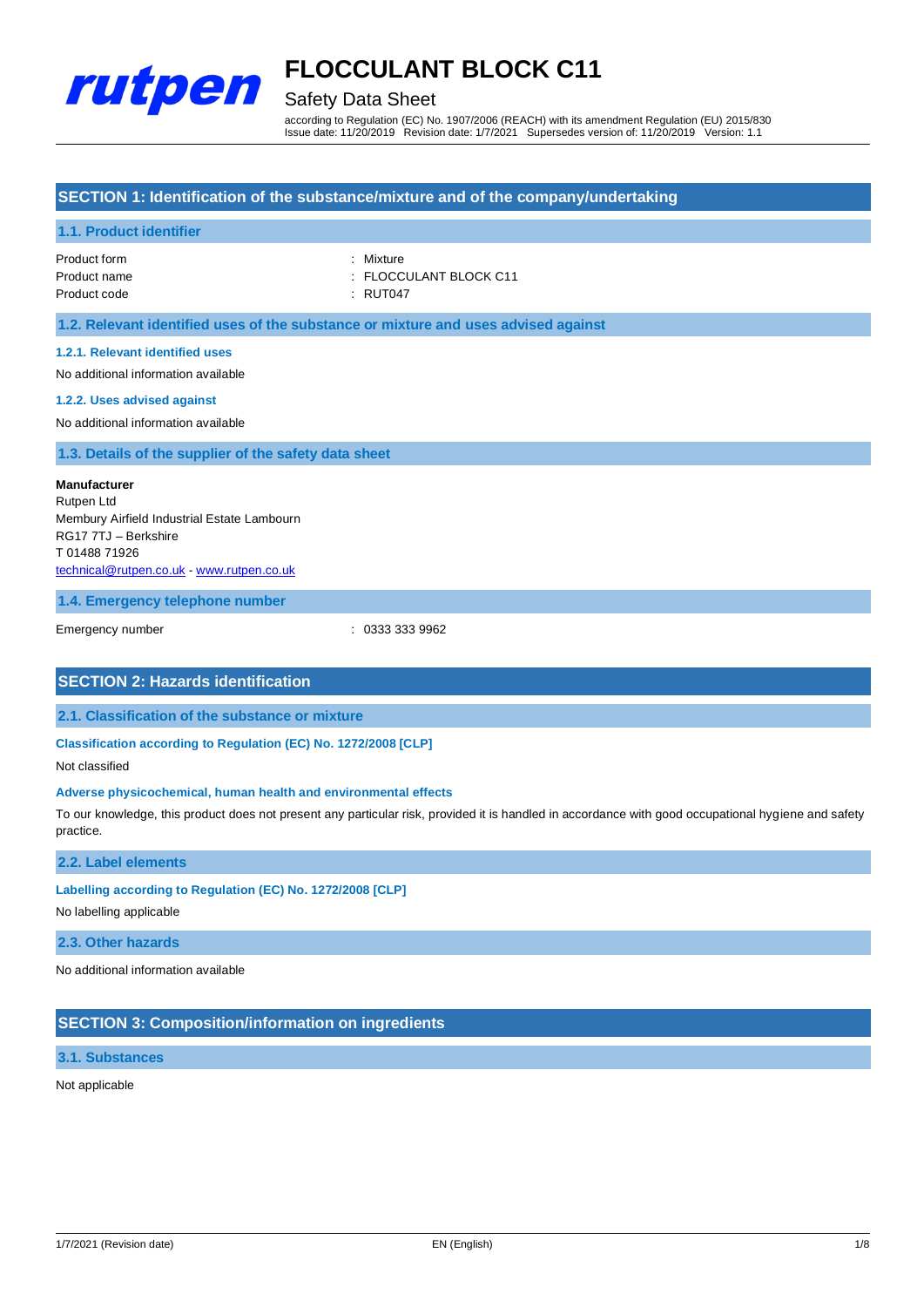# FLOCCULANT BLOCK C11

Safety Data Sheet

according to Regulation (EC) No. 1907/2006 (REACH) with its amendment Regulation (EU) 2015/830
Issue date: 11/20/2019 Revision date: 1/7/2021 Supersedes version of: 11/20/2019 Version: 1.1

## SECTION 1: Identification of the substance/mixture and of the company/undertaking

### 1.1. Product identifier

| | |
|---|---|
| Product form | : Mixture |
| Product name | : FLOCCULANT BLOCK C11 |
| Product code | : RUT047 |

### 1.2. Relevant identified uses of the substance or mixture and uses advised against

#### 1.2.1. Relevant identified uses

No additional information available

#### 1.2.2. Uses advised against

No additional information available

### 1.3. Details of the supplier of the safety data sheet

**Manufacturer**
Rutpen Ltd
Membury Airfield Industrial Estate Lambourn
RG17 7TJ – Berkshire
T 01488 71926
technical@rutpen.co.uk - www.rutpen.co.uk

### 1.4. Emergency telephone number

| | |
|---|---|
| Emergency number | : 0333 333 9962 |

## SECTION 2: Hazards identification

### 2.1. Classification of the substance or mixture

#### Classification according to Regulation (EC) No. 1272/2008 [CLP]

Not classified

#### Adverse physicochemical, human health and environmental effects

To our knowledge, this product does not present any particular risk, provided it is handled in accordance with good occupational hygiene and safety practice.

### 2.2. Label elements

#### Labelling according to Regulation (EC) No. 1272/2008 [CLP]

No labelling applicable

### 2.3. Other hazards

No additional information available

## SECTION 3: Composition/information on ingredients

### 3.1. Substances

Not applicable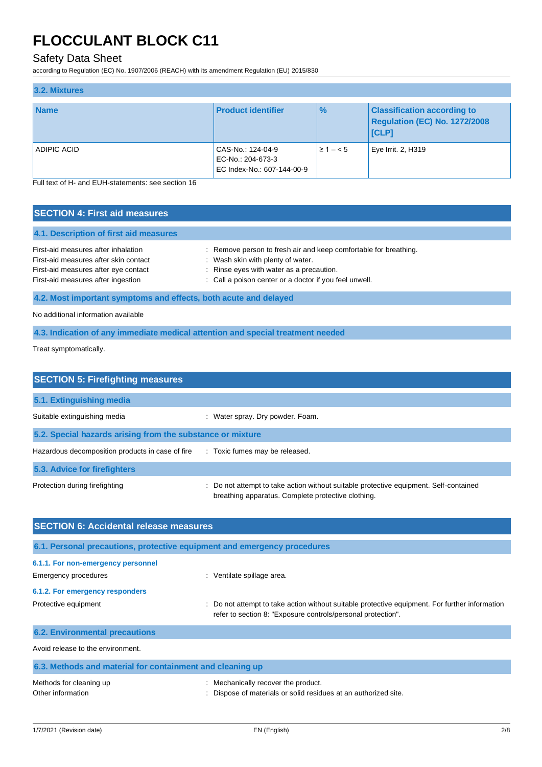### 3.2. Mixtures

| Name | Product identifier | % | Classification according to Regulation (EC) No. 1272/2008 [CLP] |
| --- | --- | --- | --- |
| ADIPIC ACID | CAS-No.: 124-04-9<br>EC-No.: 204-673-3<br>EC Index-No.: 607-144-00-9 | ≥ 1 – < 5 | Eye Irrit. 2, H319 |

Full text of H- and EUH-statements: see section 16

## SECTION 4: First aid measures

### 4.1. Description of first aid measures

First-aid measures after inhalation : Remove person to fresh air and keep comfortable for breathing.
First-aid measures after skin contact : Wash skin with plenty of water.
First-aid measures after eye contact : Rinse eyes with water as a precaution.
First-aid measures after ingestion : Call a poison center or a doctor if you feel unwell.

### 4.2. Most important symptoms and effects, both acute and delayed

No additional information available

### 4.3. Indication of any immediate medical attention and special treatment needed

Treat symptomatically.

## SECTION 5: Firefighting measures

### 5.1. Extinguishing media

Suitable extinguishing media : Water spray. Dry powder. Foam.

### 5.2. Special hazards arising from the substance or mixture

Hazardous decomposition products in case of fire : Toxic fumes may be released.

### 5.3. Advice for firefighters

Protection during firefighting : Do not attempt to take action without suitable protective equipment. Self-contained breathing apparatus. Complete protective clothing.

## SECTION 6: Accidental release measures

### 6.1. Personal precautions, protective equipment and emergency procedures

#### 6.1.1. For non-emergency personnel

Emergency procedures : Ventilate spillage area.

#### 6.1.2. For emergency responders

Protective equipment : Do not attempt to take action without suitable protective equipment. For further information refer to section 8: "Exposure controls/personal protection".

### 6.2. Environmental precautions

Avoid release to the environment.

### 6.3. Methods and material for containment and cleaning up

Methods for cleaning up : Mechanically recover the product.
Other information : Dispose of materials or solid residues at an authorized site.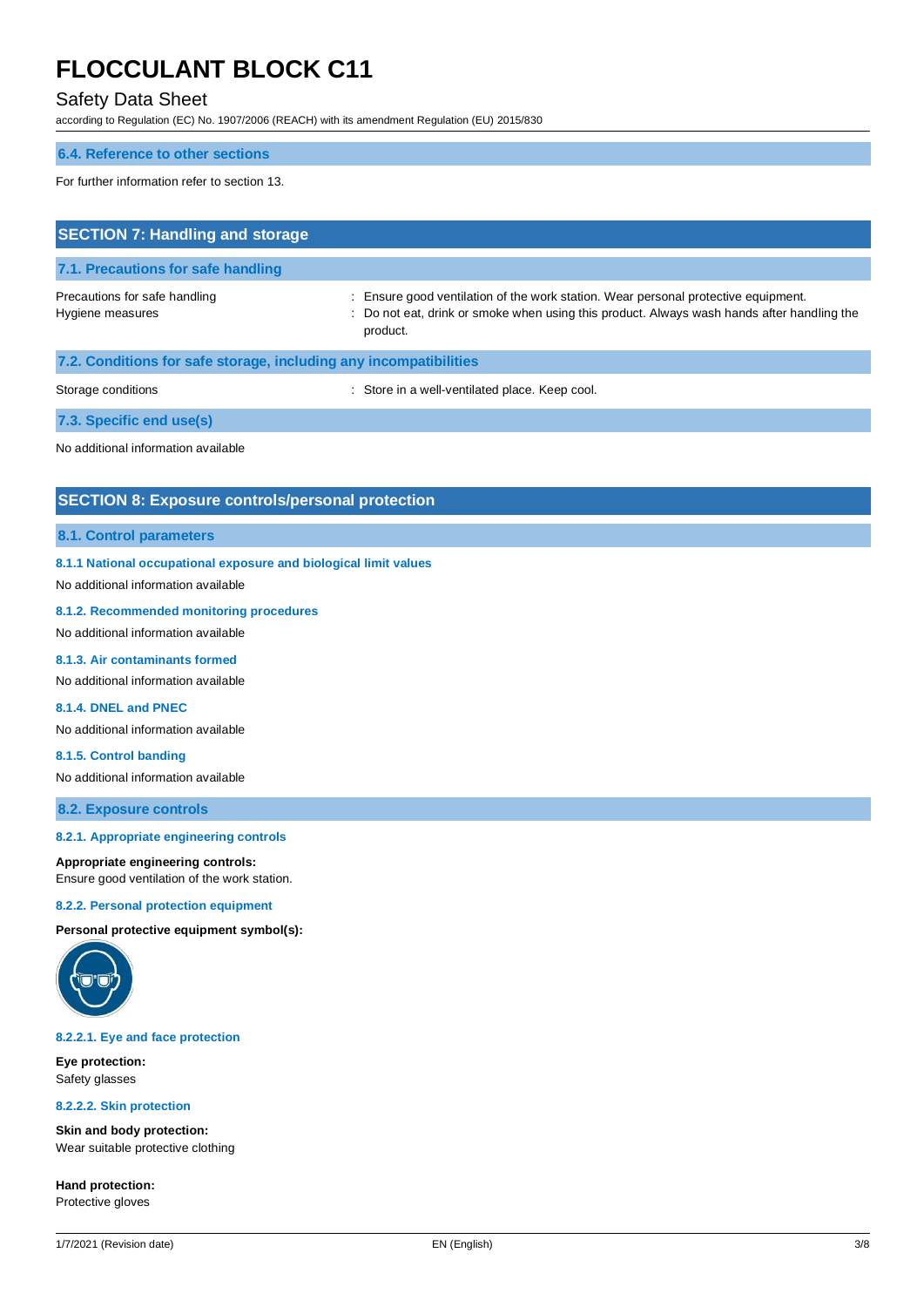## 6.4. Reference to other sections

For further information refer to section 13.

## SECTION 7: Handling and storage

### 7.1. Precautions for safe handling

| | |
|---|---|
| Precautions for safe handling | : Ensure good ventilation of the work station. Wear personal protective equipment. |
| Hygiene measures | : Do not eat, drink or smoke when using this product. Always wash hands after handling the product. |

### 7.2. Conditions for safe storage, including any incompatibilities

| | |
|---|---|
| Storage conditions | : Store in a well-ventilated place. Keep cool. |

### 7.3. Specific end use(s)

No additional information available

## SECTION 8: Exposure controls/personal protection

### 8.1. Control parameters

#### 8.1.1 National occupational exposure and biological limit values

No additional information available

#### 8.1.2. Recommended monitoring procedures

No additional information available

#### 8.1.3. Air contaminants formed

No additional information available

#### 8.1.4. DNEL and PNEC

No additional information available

#### 8.1.5. Control banding

No additional information available

### 8.2. Exposure controls

#### 8.2.1. Appropriate engineering controls

**Appropriate engineering controls:**
Ensure good ventilation of the work station.

#### 8.2.2. Personal protection equipment

**Personal protective equipment symbol(s):**

#### 8.2.2.1. Eye and face protection

**Eye protection:**
Safety glasses

#### 8.2.2.2. Skin protection

**Skin and body protection:**
Wear suitable protective clothing

**Hand protection:**
Protective gloves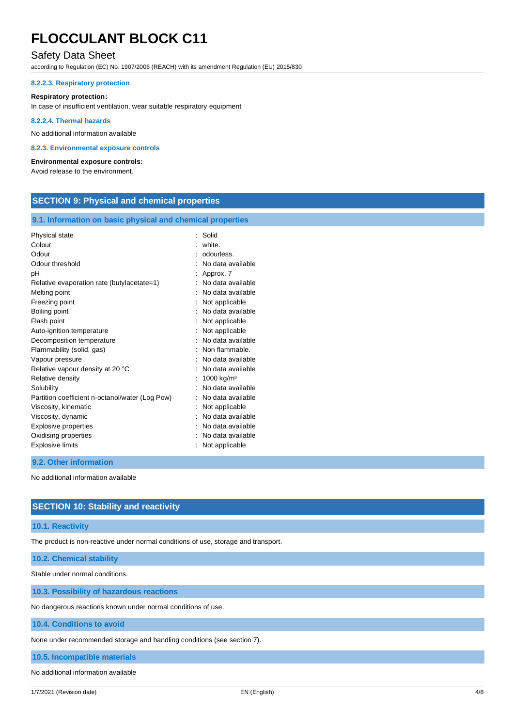#### 8.2.2.3. Respiratory protection

**Respiratory protection:**

In case of insufficient ventilation, wear suitable respiratory equipment

#### 8.2.2.4. Thermal hazards

No additional information available

#### 8.2.3. Environmental exposure controls

**Environmental exposure controls:**

Avoid release to the environment.

## SECTION 9: Physical and chemical properties

### 9.1. Information on basic physical and chemical properties

| | |
|---|---|
| Physical state | : Solid |
| Colour | : white. |
| Odour | : odourless. |
| Odour threshold | : No data available |
| pH | : Approx. 7 |
| Relative evaporation rate (butylacetate=1) | : No data available |
| Melting point | : No data available |
| Freezing point | : Not applicable |
| Boiling point | : No data available |
| Flash point | : Not applicable |
| Auto-ignition temperature | : Not applicable |
| Decomposition temperature | : No data available |
| Flammability (solid, gas) | : Non flammable. |
| Vapour pressure | : No data available |
| Relative vapour density at 20 °C | : No data available |
| Relative density | : 1000 kg/m³ |
| Solubility | : No data available |
| Partition coefficient n-octanol/water (Log Pow) | : No data available |
| Viscosity, kinematic | : Not applicable |
| Viscosity, dynamic | : No data available |
| Explosive properties | : No data available |
| Oxidising properties | : No data available |
| Explosive limits | : Not applicable |

### 9.2. Other information

No additional information available

## SECTION 10: Stability and reactivity

### 10.1. Reactivity

The product is non-reactive under normal conditions of use, storage and transport.

### 10.2. Chemical stability

Stable under normal conditions.

### 10.3. Possibility of hazardous reactions

No dangerous reactions known under normal conditions of use.

### 10.4. Conditions to avoid

None under recommended storage and handling conditions (see section 7).

### 10.5. Incompatible materials

No additional information available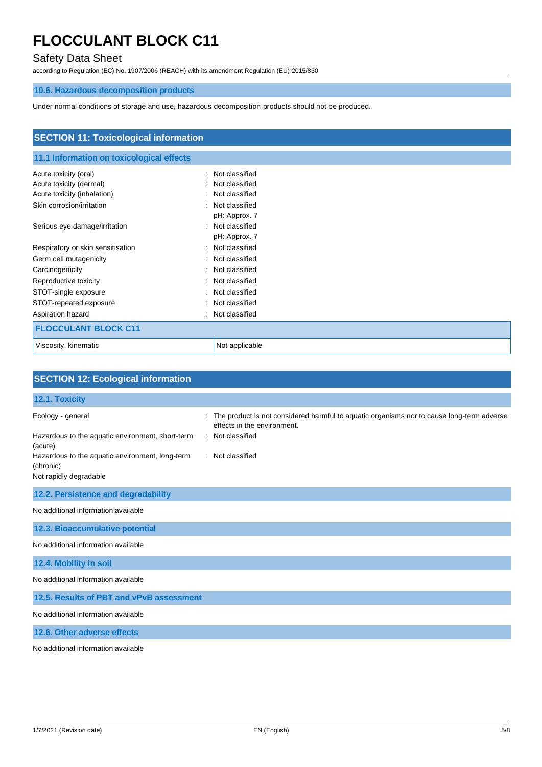### 10.6. Hazardous decomposition products

Under normal conditions of storage and use, hazardous decomposition products should not be produced.

## SECTION 11: Toxicological information

### 11.1 Information on toxicological effects

Acute toxicity (oral) : Not classified
Acute toxicity (dermal) : Not classified
Acute toxicity (inhalation) : Not classified
Skin corrosion/irritation : Not classified
pH: Approx. 7
Serious eye damage/irritation : Not classified
pH: Approx. 7
Respiratory or skin sensitisation : Not classified
Germ cell mutagenicity : Not classified
Carcinogenicity : Not classified
Reproductive toxicity : Not classified
STOT-single exposure : Not classified
STOT-repeated exposure : Not classified
Aspiration hazard : Not classified

| FLOCCULANT BLOCK C11 | |
|---|---|
| Viscosity, kinematic | Not applicable |

## SECTION 12: Ecological information

### 12.1. Toxicity

Ecology - general : The product is not considered harmful to aquatic organisms nor to cause long-term adverse effects in the environment.
Hazardous to the aquatic environment, short-term (acute) : Not classified
Hazardous to the aquatic environment, long-term (chronic) : Not classified
Not rapidly degradable

### 12.2. Persistence and degradability

No additional information available

### 12.3. Bioaccumulative potential

No additional information available

### 12.4. Mobility in soil

No additional information available

### 12.5. Results of PBT and vPvB assessment

No additional information available

### 12.6. Other adverse effects

No additional information available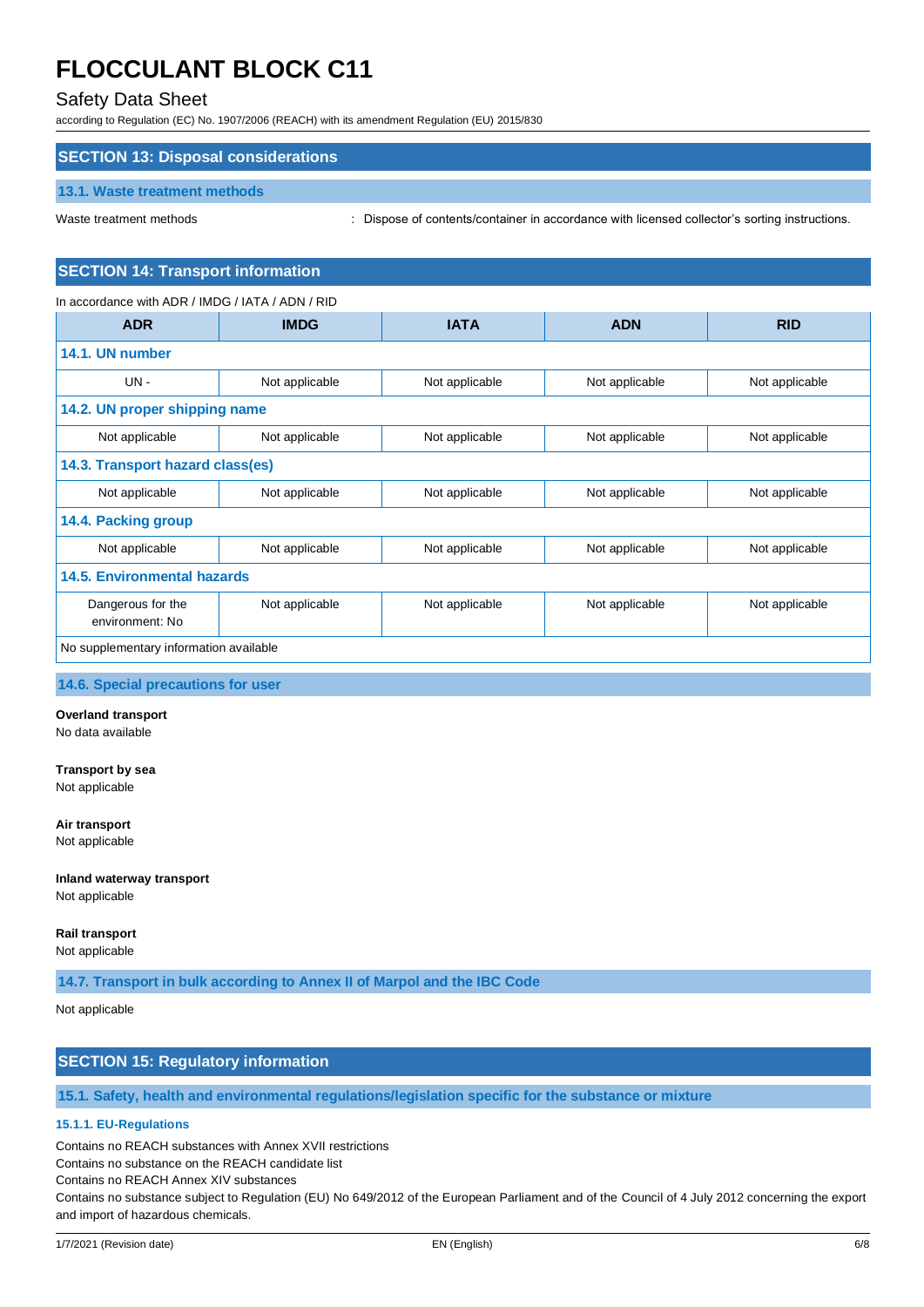## SECTION 13: Disposal considerations

### 13.1. Waste treatment methods

Waste treatment methods : Dispose of contents/container in accordance with licensed collector's sorting instructions.

## SECTION 14: Transport information

In accordance with ADR / IMDG / IATA / ADN / RID

| ADR | IMDG | IATA | ADN | RID |
|---|---|---|---|---|
| **14.1. UN number** | | | | |
| UN - | Not applicable | Not applicable | Not applicable | Not applicable |
| **14.2. UN proper shipping name** | | | | |
| Not applicable | Not applicable | Not applicable | Not applicable | Not applicable |
| **14.3. Transport hazard class(es)** | | | | |
| Not applicable | Not applicable | Not applicable | Not applicable | Not applicable |
| **14.4. Packing group** | | | | |
| Not applicable | Not applicable | Not applicable | Not applicable | Not applicable |
| **14.5. Environmental hazards** | | | | |
| Dangerous for the environment: No | Not applicable | Not applicable | Not applicable | Not applicable |
| No supplementary information available | | | | |

### 14.6. Special precautions for user

**Overland transport**
No data available

**Transport by sea**
Not applicable

**Air transport**
Not applicable

**Inland waterway transport**
Not applicable

**Rail transport**
Not applicable

### 14.7. Transport in bulk according to Annex II of Marpol and the IBC Code

Not applicable

## SECTION 15: Regulatory information

### 15.1. Safety, health and environmental regulations/legislation specific for the substance or mixture

#### 15.1.1. EU-Regulations

Contains no REACH substances with Annex XVII restrictions
Contains no substance on the REACH candidate list
Contains no REACH Annex XIV substances
Contains no substance subject to Regulation (EU) No 649/2012 of the European Parliament and of the Council of 4 July 2012 concerning the export and import of hazardous chemicals.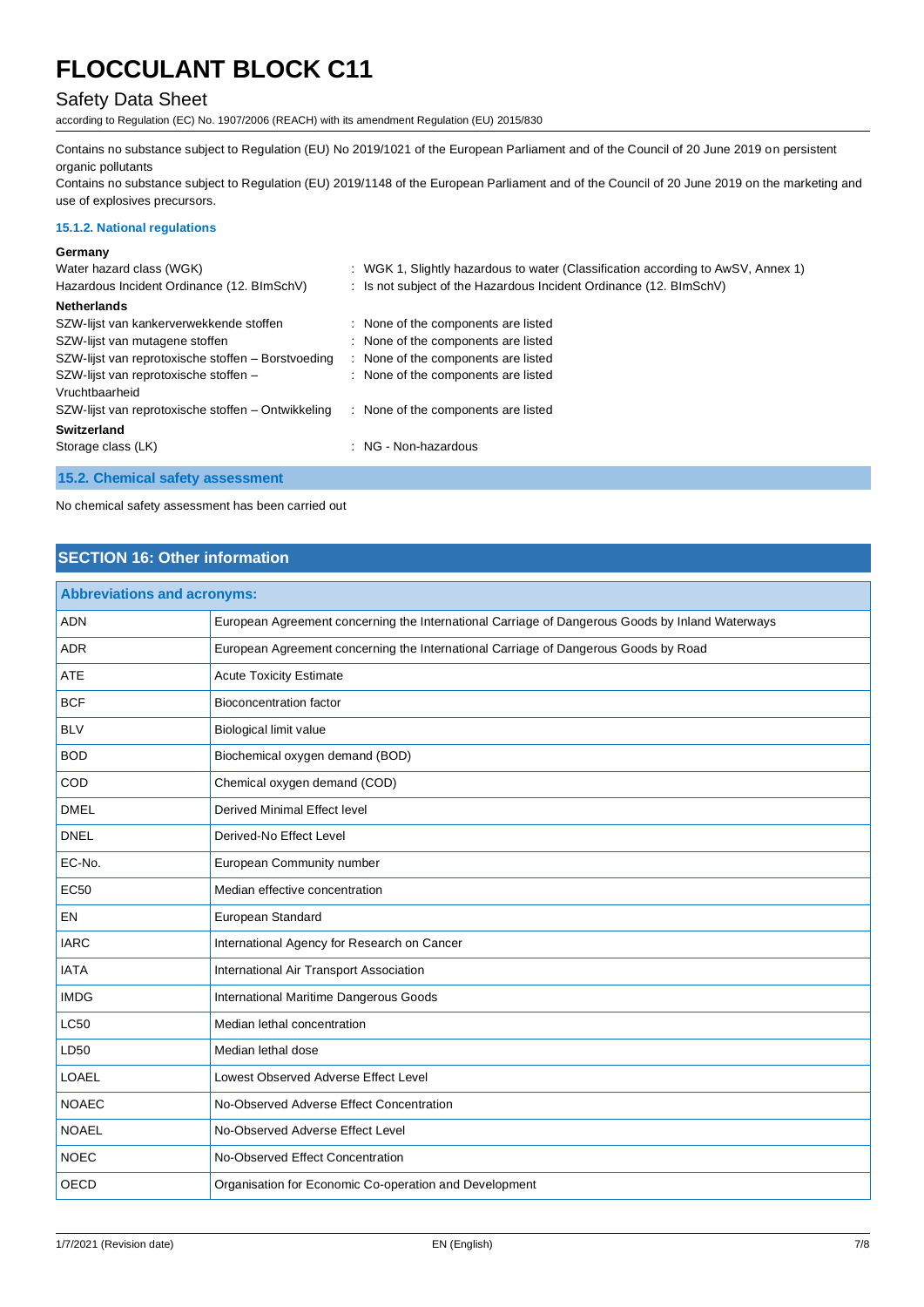Contains no substance subject to Regulation (EU) No 2019/1021 of the European Parliament and of the Council of 20 June 2019 on persistent organic pollutants

Contains no substance subject to Regulation (EU) 2019/1148 of the European Parliament and of the Council of 20 June 2019 on the marketing and use of explosives precursors.

#### 15.1.2. National regulations

**Germany**

Water hazard class (WGK) : WGK 1, Slightly hazardous to water (Classification according to AwSV, Annex 1)

Hazardous Incident Ordinance (12. BImSchV) : Is not subject of the Hazardous Incident Ordinance (12. BImSchV)

**Netherlands**

SZW-lijst van kankerverwekkende stoffen : None of the components are listed

SZW-lijst van mutagene stoffen : None of the components are listed

SZW-lijst van reprotoxische stoffen – Borstvoeding : None of the components are listed

SZW-lijst van reprotoxische stoffen – Vruchtbaarheid : None of the components are listed

SZW-lijst van reprotoxische stoffen – Ontwikkeling : None of the components are listed

**Switzerland**

Storage class (LK) : NG - Non-hazardous

### 15.2. Chemical safety assessment

No chemical safety assessment has been carried out

## SECTION 16: Other information

| Abbreviations and acronyms: | |
|---|---|
| ADN | European Agreement concerning the International Carriage of Dangerous Goods by Inland Waterways |
| ADR | European Agreement concerning the International Carriage of Dangerous Goods by Road |
| ATE | Acute Toxicity Estimate |
| BCF | Bioconcentration factor |
| BLV | Biological limit value |
| BOD | Biochemical oxygen demand (BOD) |
| COD | Chemical oxygen demand (COD) |
| DMEL | Derived Minimal Effect level |
| DNEL | Derived-No Effect Level |
| EC-No. | European Community number |
| EC50 | Median effective concentration |
| EN | European Standard |
| IARC | International Agency for Research on Cancer |
| IATA | International Air Transport Association |
| IMDG | International Maritime Dangerous Goods |
| LC50 | Median lethal concentration |
| LD50 | Median lethal dose |
| LOAEL | Lowest Observed Adverse Effect Level |
| NOAEC | No-Observed Adverse Effect Concentration |
| NOAEL | No-Observed Adverse Effect Level |
| NOEC | No-Observed Effect Concentration |
| OECD | Organisation for Economic Co-operation and Development |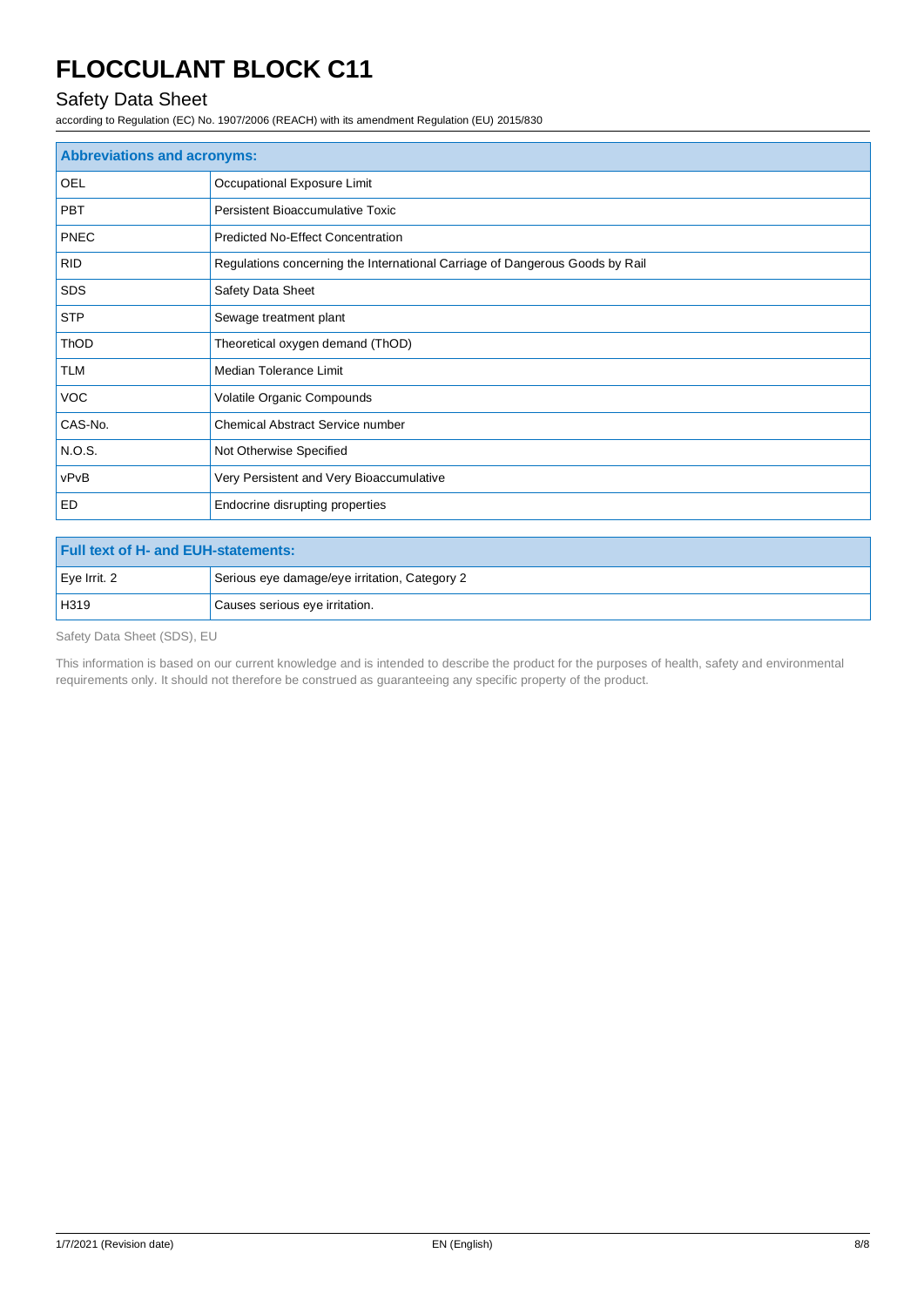| Abbreviations and acronyms: | |
|---|---|
| OEL | Occupational Exposure Limit |
| PBT | Persistent Bioaccumulative Toxic |
| PNEC | Predicted No-Effect Concentration |
| RID | Regulations concerning the International Carriage of Dangerous Goods by Rail |
| SDS | Safety Data Sheet |
| STP | Sewage treatment plant |
| ThOD | Theoretical oxygen demand (ThOD) |
| TLM | Median Tolerance Limit |
| VOC | Volatile Organic Compounds |
| CAS-No. | Chemical Abstract Service number |
| N.O.S. | Not Otherwise Specified |
| vPvB | Very Persistent and Very Bioaccumulative |
| ED | Endocrine disrupting properties |

| Full text of H- and EUH-statements: | |
|---|---|
| Eye Irrit. 2 | Serious eye damage/eye irritation, Category 2 |
| H319 | Causes serious eye irritation. |

Safety Data Sheet (SDS), EU

This information is based on our current knowledge and is intended to describe the product for the purposes of health, safety and environmental requirements only. It should not therefore be construed as guaranteeing any specific property of the product.